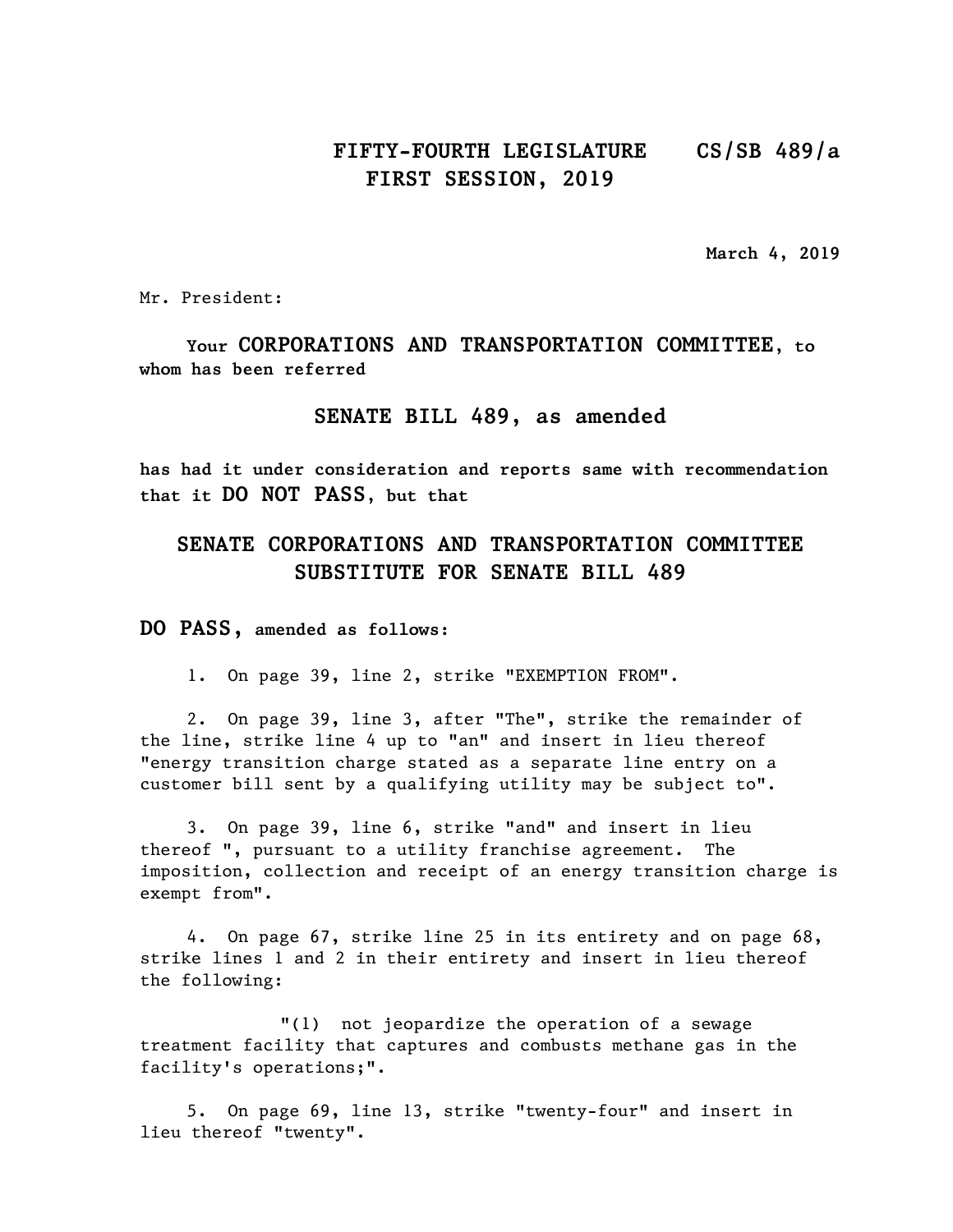**FIFTY-FOURTH LEGISLATURE** **CS/SB 489/a**
**FIRST SESSION, 2019**

March 4, 2019

Mr. President:

Your **CORPORATIONS AND TRANSPORTATION COMMITTEE**, to whom has been referred

**SENATE BILL 489, as amended**

has had it under consideration and reports same with recommendation that it **DO NOT PASS**, but that

**SENATE CORPORATIONS AND TRANSPORTATION COMMITTEE SUBSTITUTE FOR SENATE BILL 489**

**DO PASS**, amended as follows:

1. On page 39, line 2, strike "EXEMPTION FROM".

2. On page 39, line 3, after "The", strike the remainder of the line, strike line 4 up to "an" and insert in lieu thereof "energy transition charge stated as a separate line entry on a customer bill sent by a qualifying utility may be subject to".

3. On page 39, line 6, strike "and" and insert in lieu thereof ", pursuant to a utility franchise agreement. The imposition, collection and receipt of an energy transition charge is exempt from".

4. On page 67, strike line 25 in its entirety and on page 68, strike lines 1 and 2 in their entirety and insert in lieu thereof the following:

   "(1) not jeopardize the operation of a sewage treatment facility that captures and combusts methane gas in the facility's operations;".

5. On page 69, line 13, strike "twenty-four" and insert in lieu thereof "twenty".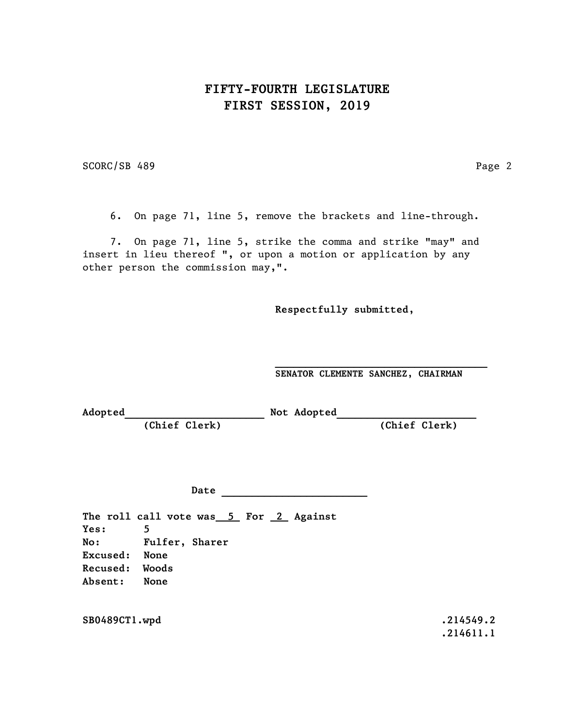# FIFTY-FOURTH LEGISLATURE
# FIRST SESSION, 2019

SCORC/SB 489

6. On page 71, line 5, remove the brackets and line-through.

7. On page 71, line 5, strike the comma and strike "may" and insert in lieu thereof ", or upon a motion or application by any other person the commission may,".

Respectfully submitted,

___________________________________
SENATOR CLEMENTE SANCHEZ, CHAIRMAN

Adopted_______________________ Not Adopted_______________________
(Chief Clerk) (Chief Clerk)

Date ________________________

The roll call vote was 5 For 2 Against
Yes: 5
No: Fulfer, Sharer
Excused: None
Recused: Woods
Absent: None

SB0489CT1.wpd .214549.2
.214611.1